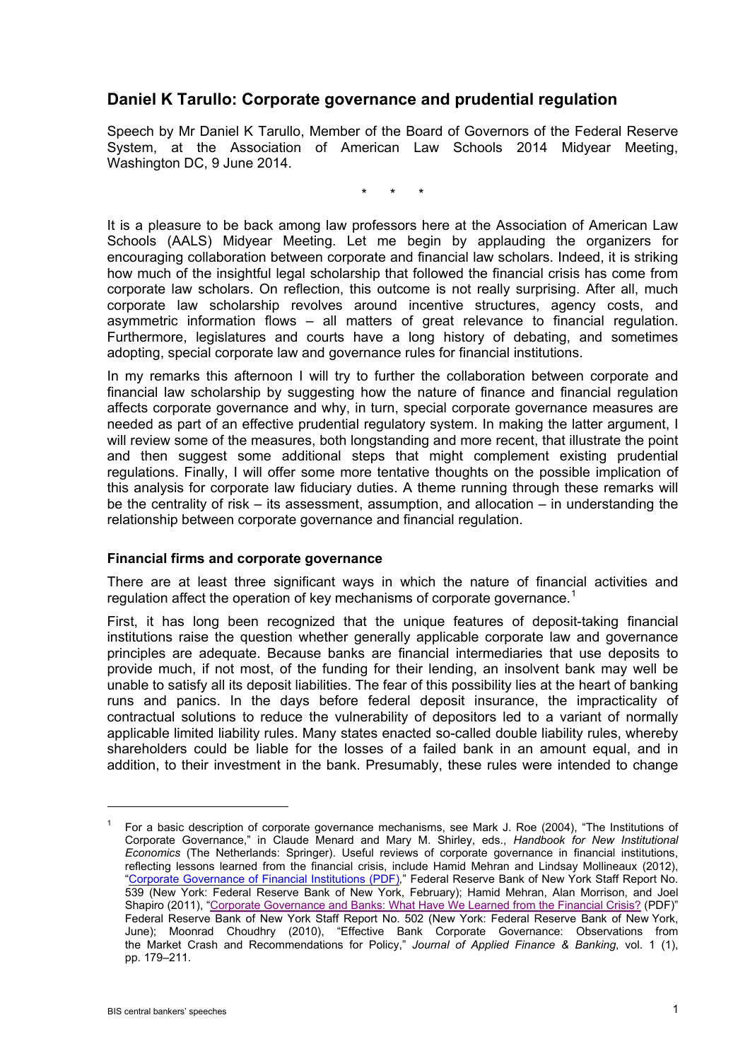# Daniel K Tarullo: Corporate governance and prudential regulation

Speech by Mr Daniel K Tarullo, Member of the Board of Governors of the Federal Reserve System, at the Association of American Law Schools 2014 Midyear Meeting, Washington DC, 9 June 2014.

\* \* \*

It is a pleasure to be back among law professors here at the Association of American Law Schools (AALS) Midyear Meeting. Let me begin by applauding the organizers for encouraging collaboration between corporate and financial law scholars. Indeed, it is striking how much of the insightful legal scholarship that followed the financial crisis has come from corporate law scholars. On reflection, this outcome is not really surprising. After all, much corporate law scholarship revolves around incentive structures, agency costs, and asymmetric information flows – all matters of great relevance to financial regulation. Furthermore, legislatures and courts have a long history of debating, and sometimes adopting, special corporate law and governance rules for financial institutions.

In my remarks this afternoon I will try to further the collaboration between corporate and financial law scholarship by suggesting how the nature of finance and financial regulation affects corporate governance and why, in turn, special corporate governance measures are needed as part of an effective prudential regulatory system. In making the latter argument, I will review some of the measures, both longstanding and more recent, that illustrate the point and then suggest some additional steps that might complement existing prudential regulations. Finally, I will offer some more tentative thoughts on the possible implication of this analysis for corporate law fiduciary duties. A theme running through these remarks will be the centrality of risk – its assessment, assumption, and allocation – in understanding the relationship between corporate governance and financial regulation.

## Financial firms and corporate governance

There are at least three significant ways in which the nature of financial activities and regulation affect the operation of key mechanisms of corporate governance.[1]

First, it has long been recognized that the unique features of deposit-taking financial institutions raise the question whether generally applicable corporate law and governance principles are adequate. Because banks are financial intermediaries that use deposits to provide much, if not most, of the funding for their lending, an insolvent bank may well be unable to satisfy all its deposit liabilities. The fear of this possibility lies at the heart of banking runs and panics. In the days before federal deposit insurance, the impracticality of contractual solutions to reduce the vulnerability of depositors led to a variant of normally applicable limited liability rules. Many states enacted so-called double liability rules, whereby shareholders could be liable for the losses of a failed bank in an amount equal, and in addition, to their investment in the bank. Presumably, these rules were intended to change

---

[1] For a basic description of corporate governance mechanisms, see Mark J. Roe (2004), "The Institutions of Corporate Governance," in Claude Menard and Mary M. Shirley, eds., *Handbook for New Institutional Economics* (The Netherlands: Springer). Useful reviews of corporate governance in financial institutions, reflecting lessons learned from the financial crisis, include Hamid Mehran and Lindsay Mollineaux (2012), "Corporate Governance of Financial Institutions (PDF)," Federal Reserve Bank of New York Staff Report No. 539 (New York: Federal Reserve Bank of New York, February); Hamid Mehran, Alan Morrison, and Joel Shapiro (2011), "Corporate Governance and Banks: What Have We Learned from the Financial Crisis? (PDF)" Federal Reserve Bank of New York Staff Report No. 502 (New York: Federal Reserve Bank of New York, June); Moonrad Choudhry (2010), "Effective Bank Corporate Governance: Observations from the Market Crash and Recommendations for Policy," *Journal of Applied Finance & Banking*, vol. 1 (1), pp. 179–211.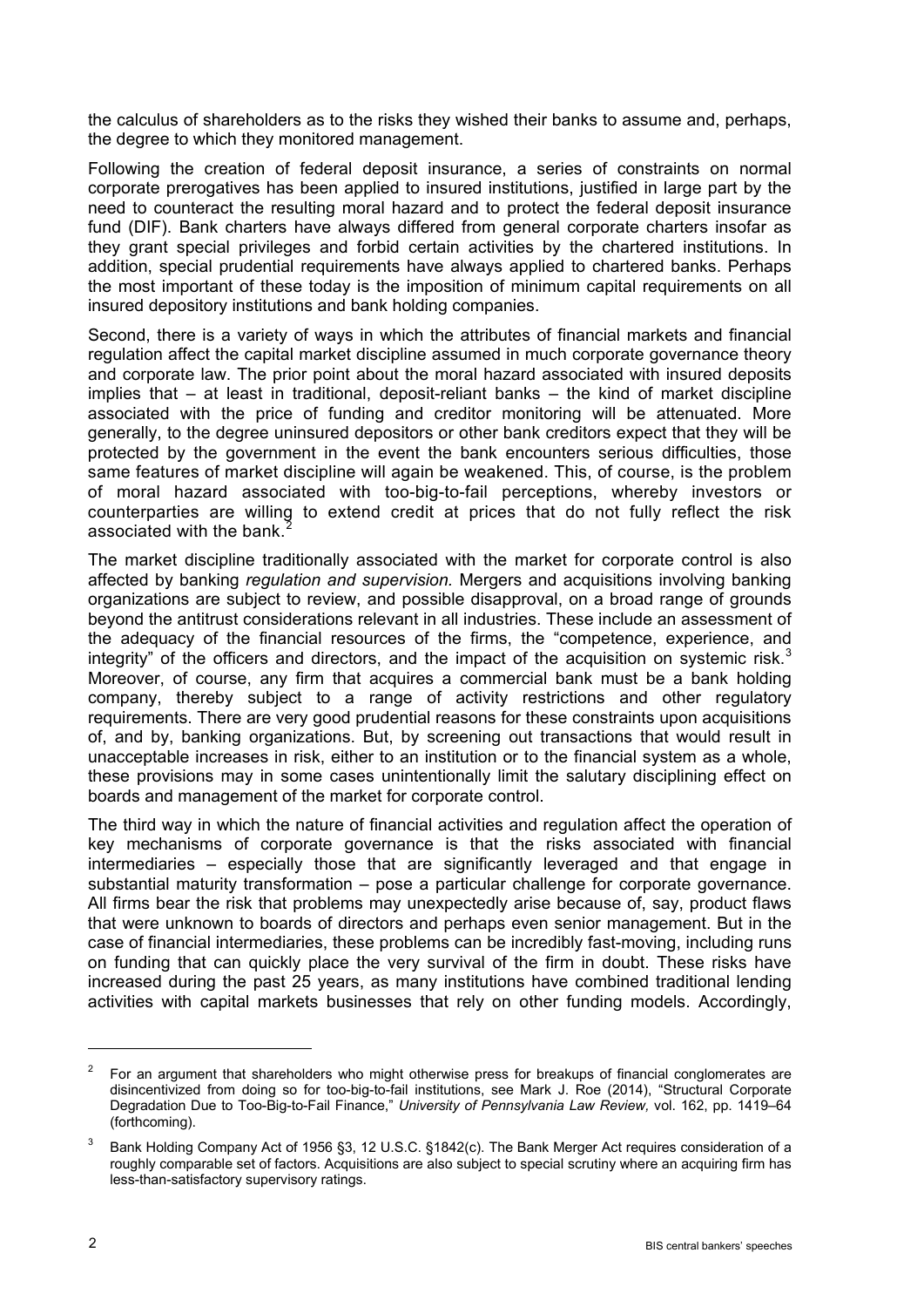the calculus of shareholders as to the risks they wished their banks to assume and, perhaps, the degree to which they monitored management.

Following the creation of federal deposit insurance, a series of constraints on normal corporate prerogatives has been applied to insured institutions, justified in large part by the need to counteract the resulting moral hazard and to protect the federal deposit insurance fund (DIF). Bank charters have always differed from general corporate charters insofar as they grant special privileges and forbid certain activities by the chartered institutions. In addition, special prudential requirements have always applied to chartered banks. Perhaps the most important of these today is the imposition of minimum capital requirements on all insured depository institutions and bank holding companies.

Second, there is a variety of ways in which the attributes of financial markets and financial regulation affect the capital market discipline assumed in much corporate governance theory and corporate law. The prior point about the moral hazard associated with insured deposits implies that – at least in traditional, deposit-reliant banks – the kind of market discipline associated with the price of funding and creditor monitoring will be attenuated. More generally, to the degree uninsured depositors or other bank creditors expect that they will be protected by the government in the event the bank encounters serious difficulties, those same features of market discipline will again be weakened. This, of course, is the problem of moral hazard associated with too-big-to-fail perceptions, whereby investors or counterparties are willing to extend credit at prices that do not fully reflect the risk associated with the bank.[2]

The market discipline traditionally associated with the market for corporate control is also affected by banking *regulation and supervision.* Mergers and acquisitions involving banking organizations are subject to review, and possible disapproval, on a broad range of grounds beyond the antitrust considerations relevant in all industries. These include an assessment of the adequacy of the financial resources of the firms, the "competence, experience, and integrity" of the officers and directors, and the impact of the acquisition on systemic risk.[3] Moreover, of course, any firm that acquires a commercial bank must be a bank holding company, thereby subject to a range of activity restrictions and other regulatory requirements. There are very good prudential reasons for these constraints upon acquisitions of, and by, banking organizations. But, by screening out transactions that would result in unacceptable increases in risk, either to an institution or to the financial system as a whole, these provisions may in some cases unintentionally limit the salutary disciplining effect on boards and management of the market for corporate control.

The third way in which the nature of financial activities and regulation affect the operation of key mechanisms of corporate governance is that the risks associated with financial intermediaries – especially those that are significantly leveraged and that engage in substantial maturity transformation – pose a particular challenge for corporate governance. All firms bear the risk that problems may unexpectedly arise because of, say, product flaws that were unknown to boards of directors and perhaps even senior management. But in the case of financial intermediaries, these problems can be incredibly fast-moving, including runs on funding that can quickly place the very survival of the firm in doubt. These risks have increased during the past 25 years, as many institutions have combined traditional lending activities with capital markets businesses that rely on other funding models. Accordingly,

---

[2] For an argument that shareholders who might otherwise press for breakups of financial conglomerates are disincentivized from doing so for too-big-to-fail institutions, see Mark J. Roe (2014), "Structural Corporate Degradation Due to Too-Big-to-Fail Finance," *University of Pennsylvania Law Review,* vol. 162, pp. 1419–64 (forthcoming).

[3] Bank Holding Company Act of 1956 §3, 12 U.S.C. §1842(c). The Bank Merger Act requires consideration of a roughly comparable set of factors. Acquisitions are also subject to special scrutiny where an acquiring firm has less-than-satisfactory supervisory ratings.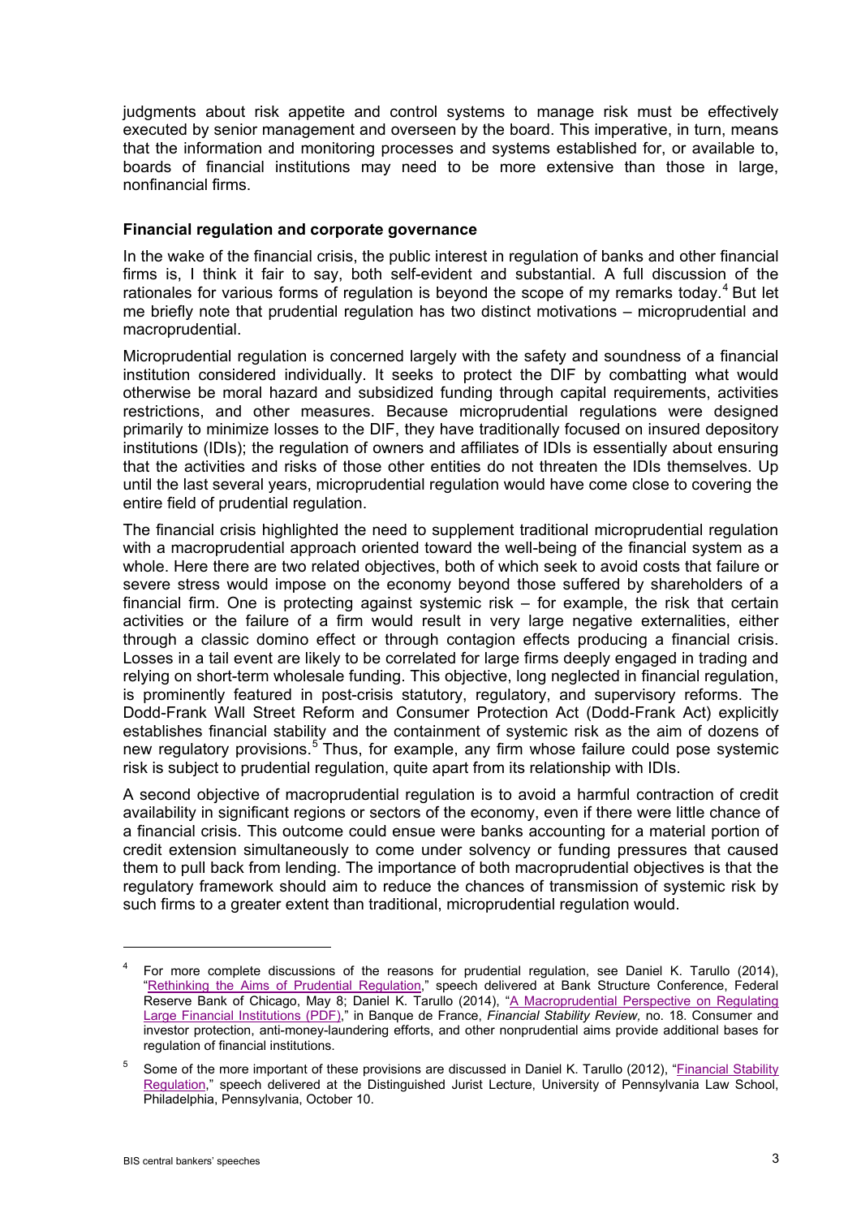judgments about risk appetite and control systems to manage risk must be effectively executed by senior management and overseen by the board. This imperative, in turn, means that the information and monitoring processes and systems established for, or available to, boards of financial institutions may need to be more extensive than those in large, nonfinancial firms.

**Financial regulation and corporate governance**

In the wake of the financial crisis, the public interest in regulation of banks and other financial firms is, I think it fair to say, both self-evident and substantial. A full discussion of the rationales for various forms of regulation is beyond the scope of my remarks today.[4] But let me briefly note that prudential regulation has two distinct motivations – microprudential and macroprudential.

Microprudential regulation is concerned largely with the safety and soundness of a financial institution considered individually. It seeks to protect the DIF by combatting what would otherwise be moral hazard and subsidized funding through capital requirements, activities restrictions, and other measures. Because microprudential regulations were designed primarily to minimize losses to the DIF, they have traditionally focused on insured depository institutions (IDIs); the regulation of owners and affiliates of IDIs is essentially about ensuring that the activities and risks of those other entities do not threaten the IDIs themselves. Up until the last several years, microprudential regulation would have come close to covering the entire field of prudential regulation.

The financial crisis highlighted the need to supplement traditional microprudential regulation with a macroprudential approach oriented toward the well-being of the financial system as a whole. Here there are two related objectives, both of which seek to avoid costs that failure or severe stress would impose on the economy beyond those suffered by shareholders of a financial firm. One is protecting against systemic risk – for example, the risk that certain activities or the failure of a firm would result in very large negative externalities, either through a classic domino effect or through contagion effects producing a financial crisis. Losses in a tail event are likely to be correlated for large firms deeply engaged in trading and relying on short-term wholesale funding. This objective, long neglected in financial regulation, is prominently featured in post-crisis statutory, regulatory, and supervisory reforms. The Dodd-Frank Wall Street Reform and Consumer Protection Act (Dodd-Frank Act) explicitly establishes financial stability and the containment of systemic risk as the aim of dozens of new regulatory provisions.[5] Thus, for example, any firm whose failure could pose systemic risk is subject to prudential regulation, quite apart from its relationship with IDIs.

A second objective of macroprudential regulation is to avoid a harmful contraction of credit availability in significant regions or sectors of the economy, even if there were little chance of a financial crisis. This outcome could ensue were banks accounting for a material portion of credit extension simultaneously to come under solvency or funding pressures that caused them to pull back from lending. The importance of both macroprudential objectives is that the regulatory framework should aim to reduce the chances of transmission of systemic risk by such firms to a greater extent than traditional, microprudential regulation would.

---

[4] For more complete discussions of the reasons for prudential regulation, see Daniel K. Tarullo (2014), "Rethinking the Aims of Prudential Regulation," speech delivered at Bank Structure Conference, Federal Reserve Bank of Chicago, May 8; Daniel K. Tarullo (2014), "A Macroprudential Perspective on Regulating Large Financial Institutions (PDF)," in Banque de France, *Financial Stability Review,* no. 18. Consumer and investor protection, anti-money-laundering efforts, and other nonprudential aims provide additional bases for regulation of financial institutions.

[5] Some of the more important of these provisions are discussed in Daniel K. Tarullo (2012), "Financial Stability Regulation," speech delivered at the Distinguished Jurist Lecture, University of Pennsylvania Law School, Philadelphia, Pennsylvania, October 10.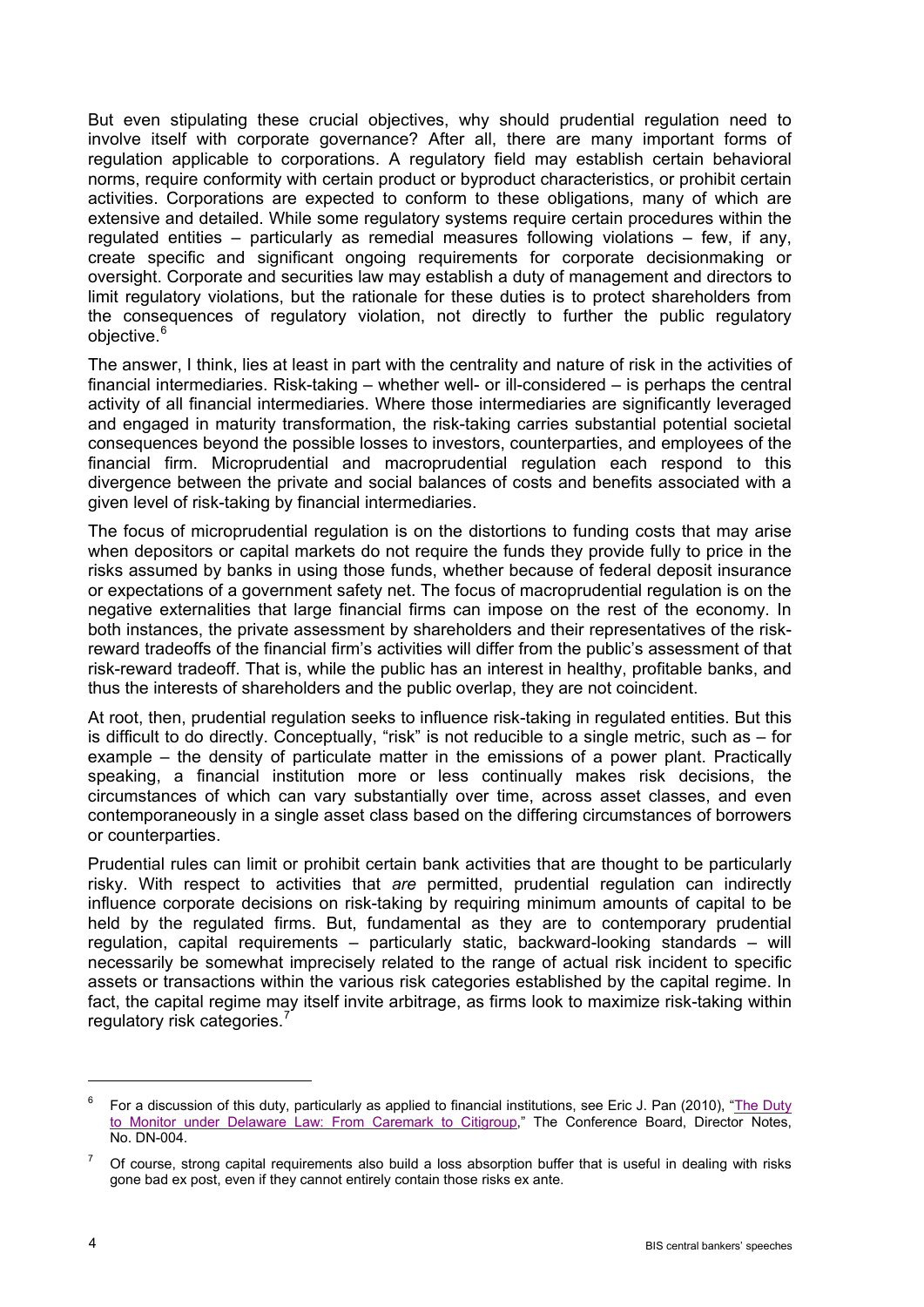But even stipulating these crucial objectives, why should prudential regulation need to involve itself with corporate governance? After all, there are many important forms of regulation applicable to corporations. A regulatory field may establish certain behavioral norms, require conformity with certain product or byproduct characteristics, or prohibit certain activities. Corporations are expected to conform to these obligations, many of which are extensive and detailed. While some regulatory systems require certain procedures within the regulated entities – particularly as remedial measures following violations – few, if any, create specific and significant ongoing requirements for corporate decisionmaking or oversight. Corporate and securities law may establish a duty of management and directors to limit regulatory violations, but the rationale for these duties is to protect shareholders from the consequences of regulatory violation, not directly to further the public regulatory objective.[6]

The answer, I think, lies at least in part with the centrality and nature of risk in the activities of financial intermediaries. Risk-taking – whether well- or ill-considered – is perhaps the central activity of all financial intermediaries. Where those intermediaries are significantly leveraged and engaged in maturity transformation, the risk-taking carries substantial potential societal consequences beyond the possible losses to investors, counterparties, and employees of the financial firm. Microprudential and macroprudential regulation each respond to this divergence between the private and social balances of costs and benefits associated with a given level of risk-taking by financial intermediaries.

The focus of microprudential regulation is on the distortions to funding costs that may arise when depositors or capital markets do not require the funds they provide fully to price in the risks assumed by banks in using those funds, whether because of federal deposit insurance or expectations of a government safety net. The focus of macroprudential regulation is on the negative externalities that large financial firms can impose on the rest of the economy. In both instances, the private assessment by shareholders and their representatives of the risk-reward tradeoffs of the financial firm's activities will differ from the public's assessment of that risk-reward tradeoff. That is, while the public has an interest in healthy, profitable banks, and thus the interests of shareholders and the public overlap, they are not coincident.

At root, then, prudential regulation seeks to influence risk-taking in regulated entities. But this is difficult to do directly. Conceptually, "risk" is not reducible to a single metric, such as – for example – the density of particulate matter in the emissions of a power plant. Practically speaking, a financial institution more or less continually makes risk decisions, the circumstances of which can vary substantially over time, across asset classes, and even contemporaneously in a single asset class based on the differing circumstances of borrowers or counterparties.

Prudential rules can limit or prohibit certain bank activities that are thought to be particularly risky. With respect to activities that *are* permitted, prudential regulation can indirectly influence corporate decisions on risk-taking by requiring minimum amounts of capital to be held by the regulated firms. But, fundamental as they are to contemporary prudential regulation, capital requirements – particularly static, backward-looking standards – will necessarily be somewhat imprecisely related to the range of actual risk incident to specific assets or transactions within the various risk categories established by the capital regime. In fact, the capital regime may itself invite arbitrage, as firms look to maximize risk-taking within regulatory risk categories.[7]

---

[6] For a discussion of this duty, particularly as applied to financial institutions, see Eric J. Pan (2010), "The Duty to Monitor under Delaware Law: From Caremark to Citigroup," The Conference Board, Director Notes, No. DN-004.

[7] Of course, strong capital requirements also build a loss absorption buffer that is useful in dealing with risks gone bad ex post, even if they cannot entirely contain those risks ex ante.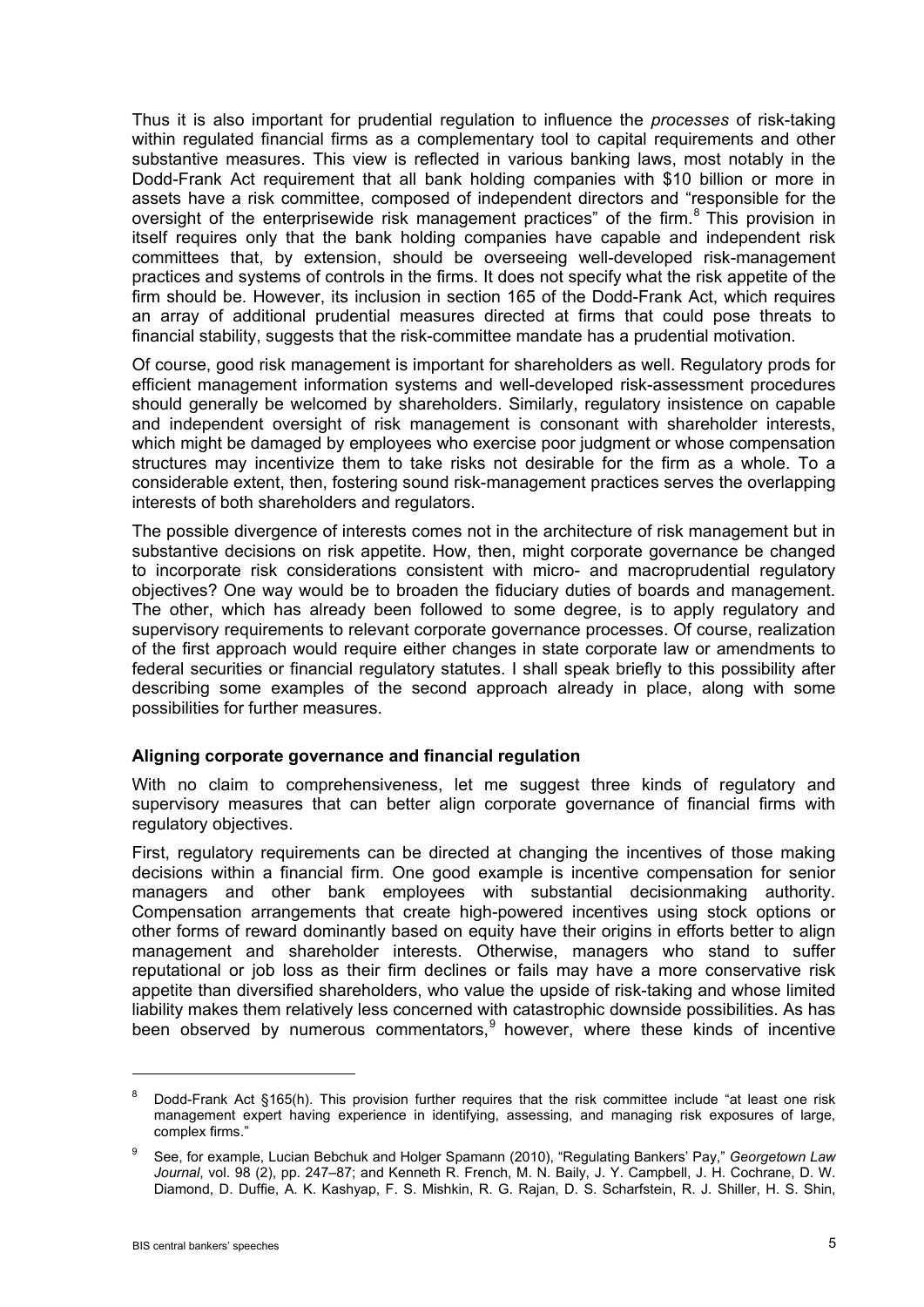Thus it is also important for prudential regulation to influence the *processes* of risk-taking within regulated financial firms as a complementary tool to capital requirements and other substantive measures. This view is reflected in various banking laws, most notably in the Dodd-Frank Act requirement that all bank holding companies with $10 billion or more in assets have a risk committee, composed of independent directors and "responsible for the oversight of the enterprisewide risk management practices" of the firm.[8] This provision in itself requires only that the bank holding companies have capable and independent risk committees that, by extension, should be overseeing well-developed risk-management practices and systems of controls in the firms. It does not specify what the risk appetite of the firm should be. However, its inclusion in section 165 of the Dodd-Frank Act, which requires an array of additional prudential measures directed at firms that could pose threats to financial stability, suggests that the risk-committee mandate has a prudential motivation.

Of course, good risk management is important for shareholders as well. Regulatory prods for efficient management information systems and well-developed risk-assessment procedures should generally be welcomed by shareholders. Similarly, regulatory insistence on capable and independent oversight of risk management is consonant with shareholder interests, which might be damaged by employees who exercise poor judgment or whose compensation structures may incentivize them to take risks not desirable for the firm as a whole. To a considerable extent, then, fostering sound risk-management practices serves the overlapping interests of both shareholders and regulators.

The possible divergence of interests comes not in the architecture of risk management but in substantive decisions on risk appetite. How, then, might corporate governance be changed to incorporate risk considerations consistent with micro- and macroprudential regulatory objectives? One way would be to broaden the fiduciary duties of boards and management. The other, which has already been followed to some degree, is to apply regulatory and supervisory requirements to relevant corporate governance processes. Of course, realization of the first approach would require either changes in state corporate law or amendments to federal securities or financial regulatory statutes. I shall speak briefly to this possibility after describing some examples of the second approach already in place, along with some possibilities for further measures.

## Aligning corporate governance and financial regulation

With no claim to comprehensiveness, let me suggest three kinds of regulatory and supervisory measures that can better align corporate governance of financial firms with regulatory objectives.

First, regulatory requirements can be directed at changing the incentives of those making decisions within a financial firm. One good example is incentive compensation for senior managers and other bank employees with substantial decisionmaking authority. Compensation arrangements that create high-powered incentives using stock options or other forms of reward dominantly based on equity have their origins in efforts better to align management and shareholder interests. Otherwise, managers who stand to suffer reputational or job loss as their firm declines or fails may have a more conservative risk appetite than diversified shareholders, who value the upside of risk-taking and whose limited liability makes them relatively less concerned with catastrophic downside possibilities. As has been observed by numerous commentators,[9] however, where these kinds of incentive

---

[8] Dodd-Frank Act §165(h). This provision further requires that the risk committee include "at least one risk management expert having experience in identifying, assessing, and managing risk exposures of large, complex firms."

[9] See, for example, Lucian Bebchuk and Holger Spamann (2010), "Regulating Bankers' Pay," *Georgetown Law Journal*, vol. 98 (2), pp. 247–87; and Kenneth R. French, M. N. Baily, J. Y. Campbell, J. H. Cochrane, D. W. Diamond, D. Duffie, A. K. Kashyap, F. S. Mishkin, R. G. Rajan, D. S. Scharfstein, R. J. Shiller, H. S. Shin,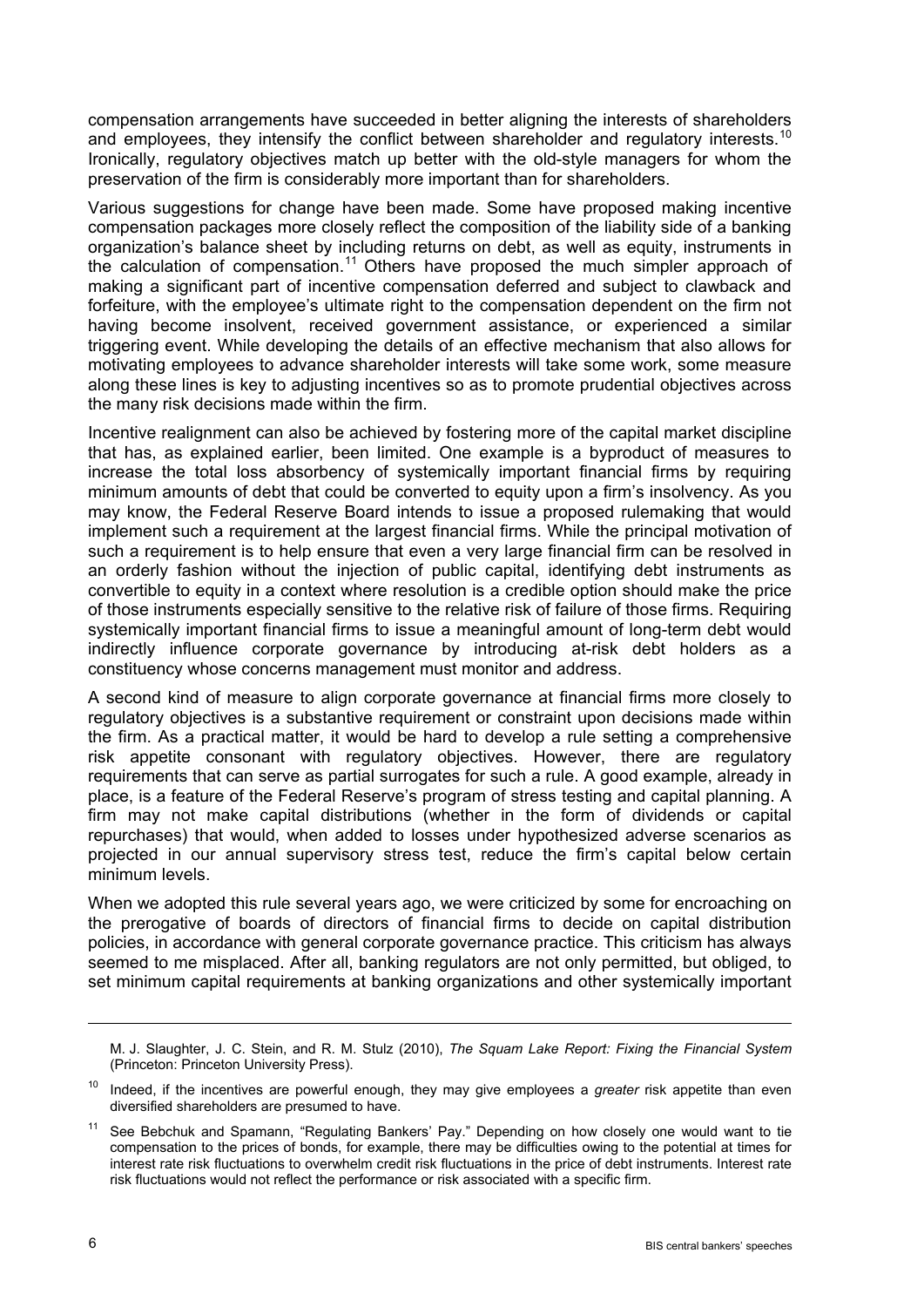compensation arrangements have succeeded in better aligning the interests of shareholders and employees, they intensify the conflict between shareholder and regulatory interests.[10] Ironically, regulatory objectives match up better with the old-style managers for whom the preservation of the firm is considerably more important than for shareholders.

Various suggestions for change have been made. Some have proposed making incentive compensation packages more closely reflect the composition of the liability side of a banking organization's balance sheet by including returns on debt, as well as equity, instruments in the calculation of compensation.[11] Others have proposed the much simpler approach of making a significant part of incentive compensation deferred and subject to clawback and forfeiture, with the employee's ultimate right to the compensation dependent on the firm not having become insolvent, received government assistance, or experienced a similar triggering event. While developing the details of an effective mechanism that also allows for motivating employees to advance shareholder interests will take some work, some measure along these lines is key to adjusting incentives so as to promote prudential objectives across the many risk decisions made within the firm.

Incentive realignment can also be achieved by fostering more of the capital market discipline that has, as explained earlier, been limited. One example is a byproduct of measures to increase the total loss absorbency of systemically important financial firms by requiring minimum amounts of debt that could be converted to equity upon a firm's insolvency. As you may know, the Federal Reserve Board intends to issue a proposed rulemaking that would implement such a requirement at the largest financial firms. While the principal motivation of such a requirement is to help ensure that even a very large financial firm can be resolved in an orderly fashion without the injection of public capital, identifying debt instruments as convertible to equity in a context where resolution is a credible option should make the price of those instruments especially sensitive to the relative risk of failure of those firms. Requiring systemically important financial firms to issue a meaningful amount of long-term debt would indirectly influence corporate governance by introducing at-risk debt holders as a constituency whose concerns management must monitor and address.

A second kind of measure to align corporate governance at financial firms more closely to regulatory objectives is a substantive requirement or constraint upon decisions made within the firm. As a practical matter, it would be hard to develop a rule setting a comprehensive risk appetite consonant with regulatory objectives. However, there are regulatory requirements that can serve as partial surrogates for such a rule. A good example, already in place, is a feature of the Federal Reserve's program of stress testing and capital planning. A firm may not make capital distributions (whether in the form of dividends or capital repurchases) that would, when added to losses under hypothesized adverse scenarios as projected in our annual supervisory stress test, reduce the firm's capital below certain minimum levels.

When we adopted this rule several years ago, we were criticized by some for encroaching on the prerogative of boards of directors of financial firms to decide on capital distribution policies, in accordance with general corporate governance practice. This criticism has always seemed to me misplaced. After all, banking regulators are not only permitted, but obliged, to set minimum capital requirements at banking organizations and other systemically important

---

M. J. Slaughter, J. C. Stein, and R. M. Stulz (2010), *The Squam Lake Report: Fixing the Financial System* (Princeton: Princeton University Press).

[10] Indeed, if the incentives are powerful enough, they may give employees a *greater* risk appetite than even diversified shareholders are presumed to have.

[11] See Bebchuk and Spamann, "Regulating Bankers' Pay." Depending on how closely one would want to tie compensation to the prices of bonds, for example, there may be difficulties owing to the potential at times for interest rate risk fluctuations to overwhelm credit risk fluctuations in the price of debt instruments. Interest rate risk fluctuations would not reflect the performance or risk associated with a specific firm.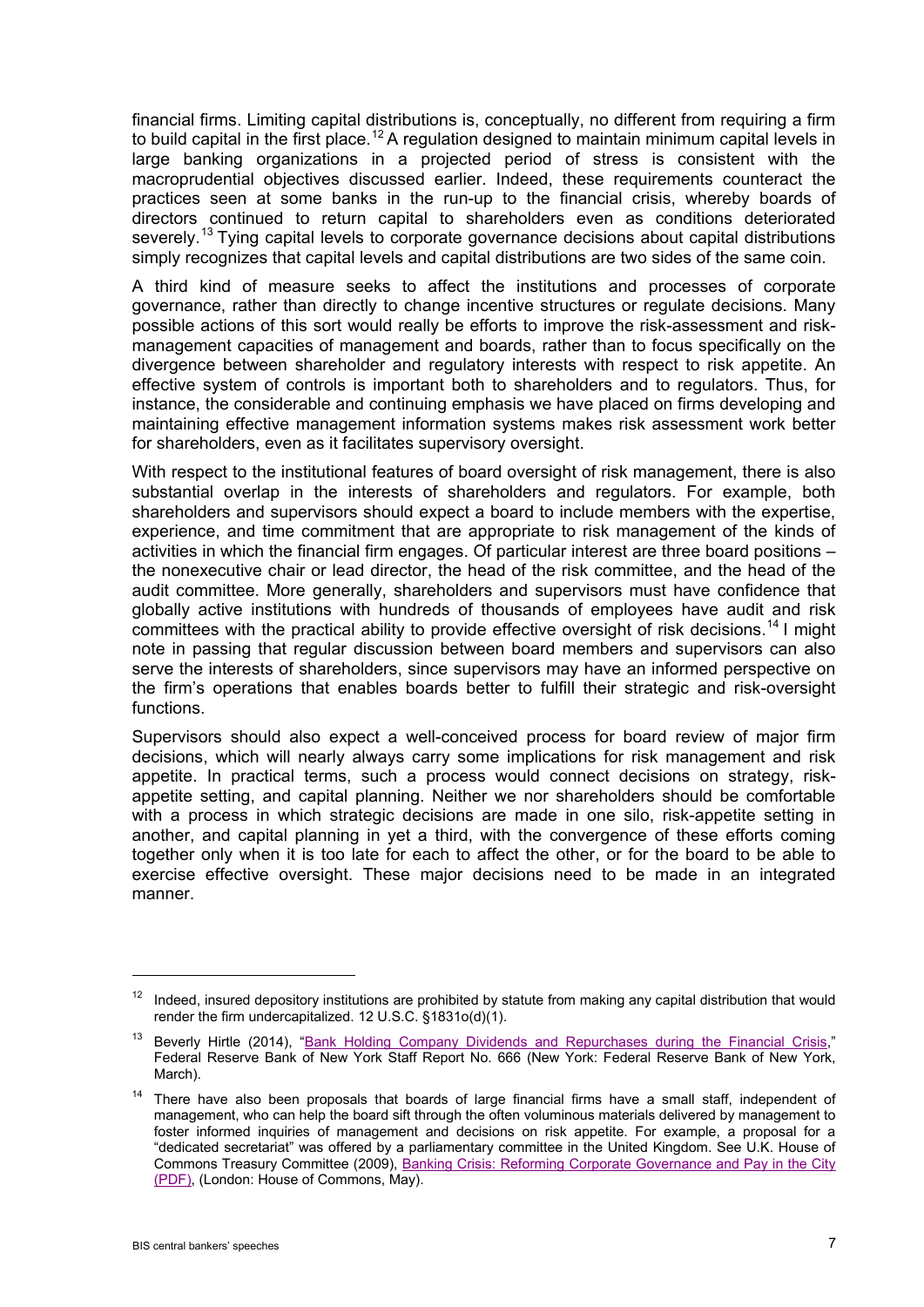financial firms. Limiting capital distributions is, conceptually, no different from requiring a firm to build capital in the first place.[12] A regulation designed to maintain minimum capital levels in large banking organizations in a projected period of stress is consistent with the macroprudential objectives discussed earlier. Indeed, these requirements counteract the practices seen at some banks in the run-up to the financial crisis, whereby boards of directors continued to return capital to shareholders even as conditions deteriorated severely.[13] Tying capital levels to corporate governance decisions about capital distributions simply recognizes that capital levels and capital distributions are two sides of the same coin.

A third kind of measure seeks to affect the institutions and processes of corporate governance, rather than directly to change incentive structures or regulate decisions. Many possible actions of this sort would really be efforts to improve the risk-assessment and risk-management capacities of management and boards, rather than to focus specifically on the divergence between shareholder and regulatory interests with respect to risk appetite. An effective system of controls is important both to shareholders and to regulators. Thus, for instance, the considerable and continuing emphasis we have placed on firms developing and maintaining effective management information systems makes risk assessment work better for shareholders, even as it facilitates supervisory oversight.

With respect to the institutional features of board oversight of risk management, there is also substantial overlap in the interests of shareholders and regulators. For example, both shareholders and supervisors should expect a board to include members with the expertise, experience, and time commitment that are appropriate to risk management of the kinds of activities in which the financial firm engages. Of particular interest are three board positions – the nonexecutive chair or lead director, the head of the risk committee, and the head of the audit committee. More generally, shareholders and supervisors must have confidence that globally active institutions with hundreds of thousands of employees have audit and risk committees with the practical ability to provide effective oversight of risk decisions.[14] I might note in passing that regular discussion between board members and supervisors can also serve the interests of shareholders, since supervisors may have an informed perspective on the firm's operations that enables boards better to fulfill their strategic and risk-oversight functions.

Supervisors should also expect a well-conceived process for board review of major firm decisions, which will nearly always carry some implications for risk management and risk appetite. In practical terms, such a process would connect decisions on strategy, risk-appetite setting, and capital planning. Neither we nor shareholders should be comfortable with a process in which strategic decisions are made in one silo, risk-appetite setting in another, and capital planning in yet a third, with the convergence of these efforts coming together only when it is too late for each to affect the other, or for the board to be able to exercise effective oversight. These major decisions need to be made in an integrated manner.

---

[12] Indeed, insured depository institutions are prohibited by statute from making any capital distribution that would render the firm undercapitalized. 12 U.S.C. §1831o(d)(1).

[13] Beverly Hirtle (2014), "Bank Holding Company Dividends and Repurchases during the Financial Crisis," Federal Reserve Bank of New York Staff Report No. 666 (New York: Federal Reserve Bank of New York, March).

[14] There have also been proposals that boards of large financial firms have a small staff, independent of management, who can help the board sift through the often voluminous materials delivered by management to foster informed inquiries of management and decisions on risk appetite. For example, a proposal for a "dedicated secretariat" was offered by a parliamentary committee in the United Kingdom. See U.K. House of Commons Treasury Committee (2009), Banking Crisis: Reforming Corporate Governance and Pay in the City (PDF), (London: House of Commons, May).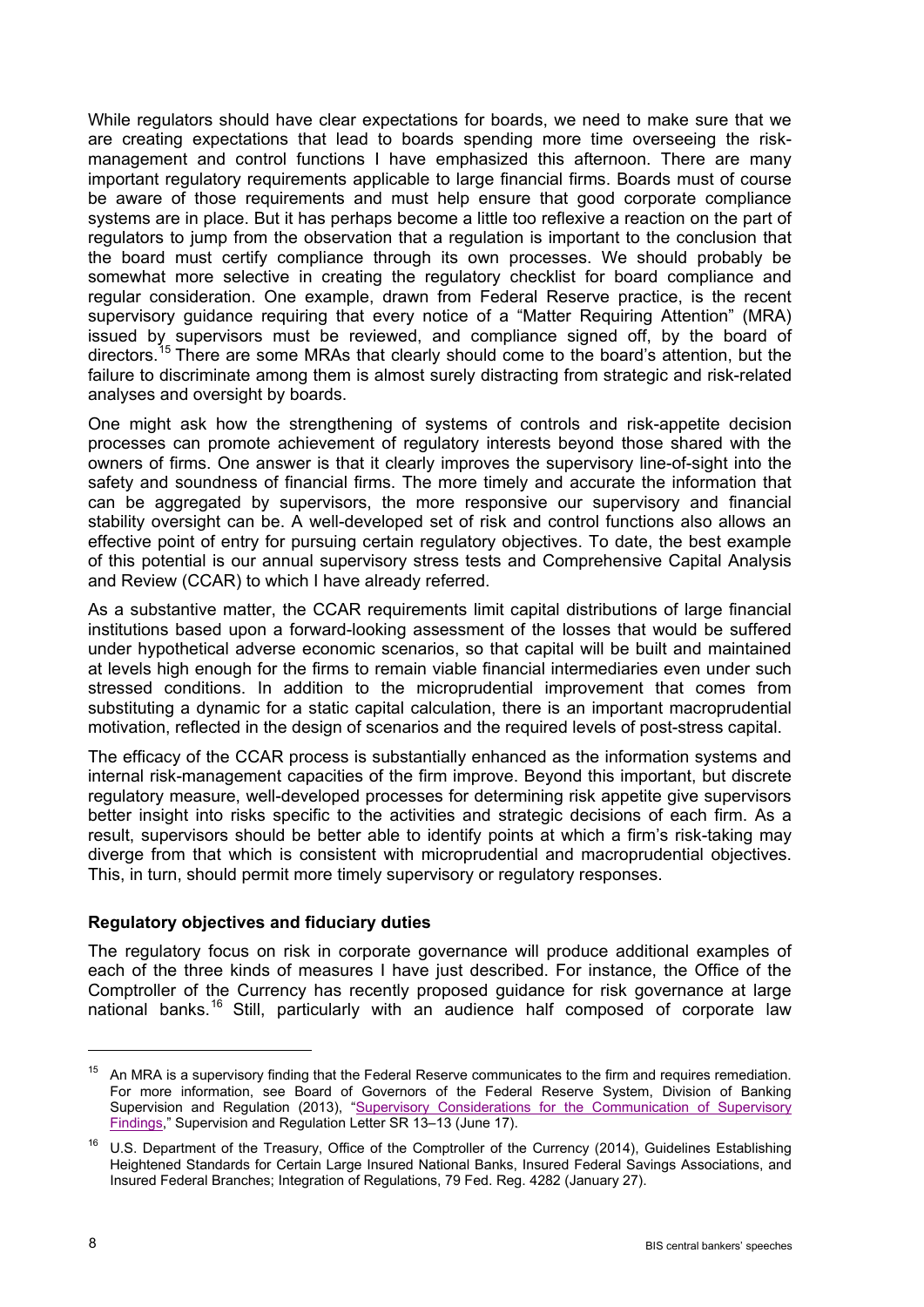While regulators should have clear expectations for boards, we need to make sure that we are creating expectations that lead to boards spending more time overseeing the risk-management and control functions I have emphasized this afternoon. There are many important regulatory requirements applicable to large financial firms. Boards must of course be aware of those requirements and must help ensure that good corporate compliance systems are in place. But it has perhaps become a little too reflexive a reaction on the part of regulators to jump from the observation that a regulation is important to the conclusion that the board must certify compliance through its own processes. We should probably be somewhat more selective in creating the regulatory checklist for board compliance and regular consideration. One example, drawn from Federal Reserve practice, is the recent supervisory guidance requiring that every notice of a "Matter Requiring Attention" (MRA) issued by supervisors must be reviewed, and compliance signed off, by the board of directors.[15] There are some MRAs that clearly should come to the board's attention, but the failure to discriminate among them is almost surely distracting from strategic and risk-related analyses and oversight by boards.

One might ask how the strengthening of systems of controls and risk-appetite decision processes can promote achievement of regulatory interests beyond those shared with the owners of firms. One answer is that it clearly improves the supervisory line-of-sight into the safety and soundness of financial firms. The more timely and accurate the information that can be aggregated by supervisors, the more responsive our supervisory and financial stability oversight can be. A well-developed set of risk and control functions also allows an effective point of entry for pursuing certain regulatory objectives. To date, the best example of this potential is our annual supervisory stress tests and Comprehensive Capital Analysis and Review (CCAR) to which I have already referred.

As a substantive matter, the CCAR requirements limit capital distributions of large financial institutions based upon a forward-looking assessment of the losses that would be suffered under hypothetical adverse economic scenarios, so that capital will be built and maintained at levels high enough for the firms to remain viable financial intermediaries even under such stressed conditions. In addition to the microprudential improvement that comes from substituting a dynamic for a static capital calculation, there is an important macroprudential motivation, reflected in the design of scenarios and the required levels of post-stress capital.

The efficacy of the CCAR process is substantially enhanced as the information systems and internal risk-management capacities of the firm improve. Beyond this important, but discrete regulatory measure, well-developed processes for determining risk appetite give supervisors better insight into risks specific to the activities and strategic decisions of each firm. As a result, supervisors should be better able to identify points at which a firm's risk-taking may diverge from that which is consistent with microprudential and macroprudential objectives. This, in turn, should permit more timely supervisory or regulatory responses.

### Regulatory objectives and fiduciary duties

The regulatory focus on risk in corporate governance will produce additional examples of each of the three kinds of measures I have just described. For instance, the Office of the Comptroller of the Currency has recently proposed guidance for risk governance at large national banks.[16] Still, particularly with an audience half composed of corporate law

---

[15] An MRA is a supervisory finding that the Federal Reserve communicates to the firm and requires remediation. For more information, see Board of Governors of the Federal Reserve System, Division of Banking Supervision and Regulation (2013), "Supervisory Considerations for the Communication of Supervisory Findings," Supervision and Regulation Letter SR 13–13 (June 17).

[16] U.S. Department of the Treasury, Office of the Comptroller of the Currency (2014), Guidelines Establishing Heightened Standards for Certain Large Insured National Banks, Insured Federal Savings Associations, and Insured Federal Branches; Integration of Regulations, 79 Fed. Reg. 4282 (January 27).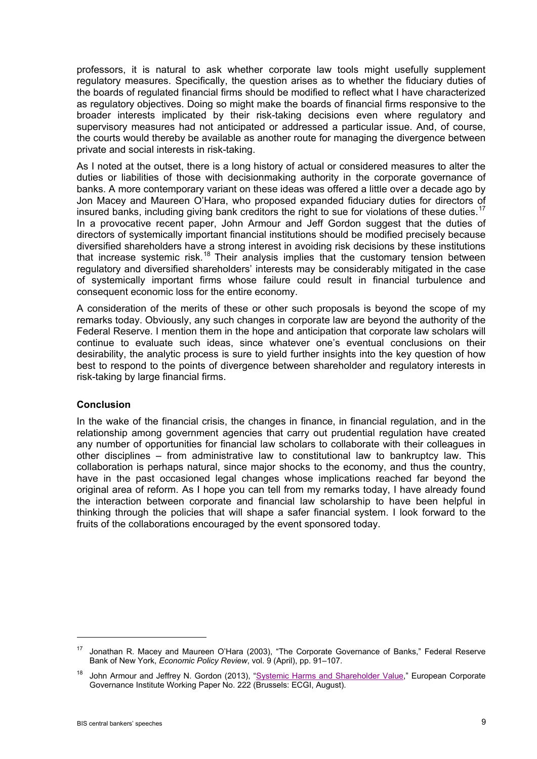professors, it is natural to ask whether corporate law tools might usefully supplement regulatory measures. Specifically, the question arises as to whether the fiduciary duties of the boards of regulated financial firms should be modified to reflect what I have characterized as regulatory objectives. Doing so might make the boards of financial firms responsive to the broader interests implicated by their risk-taking decisions even where regulatory and supervisory measures had not anticipated or addressed a particular issue. And, of course, the courts would thereby be available as another route for managing the divergence between private and social interests in risk-taking.

As I noted at the outset, there is a long history of actual or considered measures to alter the duties or liabilities of those with decisionmaking authority in the corporate governance of banks. A more contemporary variant on these ideas was offered a little over a decade ago by Jon Macey and Maureen O'Hara, who proposed expanded fiduciary duties for directors of insured banks, including giving bank creditors the right to sue for violations of these duties.[17] In a provocative recent paper, John Armour and Jeff Gordon suggest that the duties of directors of systemically important financial institutions should be modified precisely because diversified shareholders have a strong interest in avoiding risk decisions by these institutions that increase systemic risk.[18] Their analysis implies that the customary tension between regulatory and diversified shareholders' interests may be considerably mitigated in the case of systemically important firms whose failure could result in financial turbulence and consequent economic loss for the entire economy.

A consideration of the merits of these or other such proposals is beyond the scope of my remarks today. Obviously, any such changes in corporate law are beyond the authority of the Federal Reserve. I mention them in the hope and anticipation that corporate law scholars will continue to evaluate such ideas, since whatever one's eventual conclusions on their desirability, the analytic process is sure to yield further insights into the key question of how best to respond to the points of divergence between shareholder and regulatory interests in risk-taking by large financial firms.

## Conclusion

In the wake of the financial crisis, the changes in finance, in financial regulation, and in the relationship among government agencies that carry out prudential regulation have created any number of opportunities for financial law scholars to collaborate with their colleagues in other disciplines – from administrative law to constitutional law to bankruptcy law. This collaboration is perhaps natural, since major shocks to the economy, and thus the country, have in the past occasioned legal changes whose implications reached far beyond the original area of reform. As I hope you can tell from my remarks today, I have already found the interaction between corporate and financial law scholarship to have been helpful in thinking through the policies that will shape a safer financial system. I look forward to the fruits of the collaborations encouraged by the event sponsored today.

---

[17] Jonathan R. Macey and Maureen O'Hara (2003), "The Corporate Governance of Banks," Federal Reserve Bank of New York, *Economic Policy Review*, vol. 9 (April), pp. 91–107.

[18] John Armour and Jeffrey N. Gordon (2013), "Systemic Harms and Shareholder Value," European Corporate Governance Institute Working Paper No. 222 (Brussels: ECGI, August).